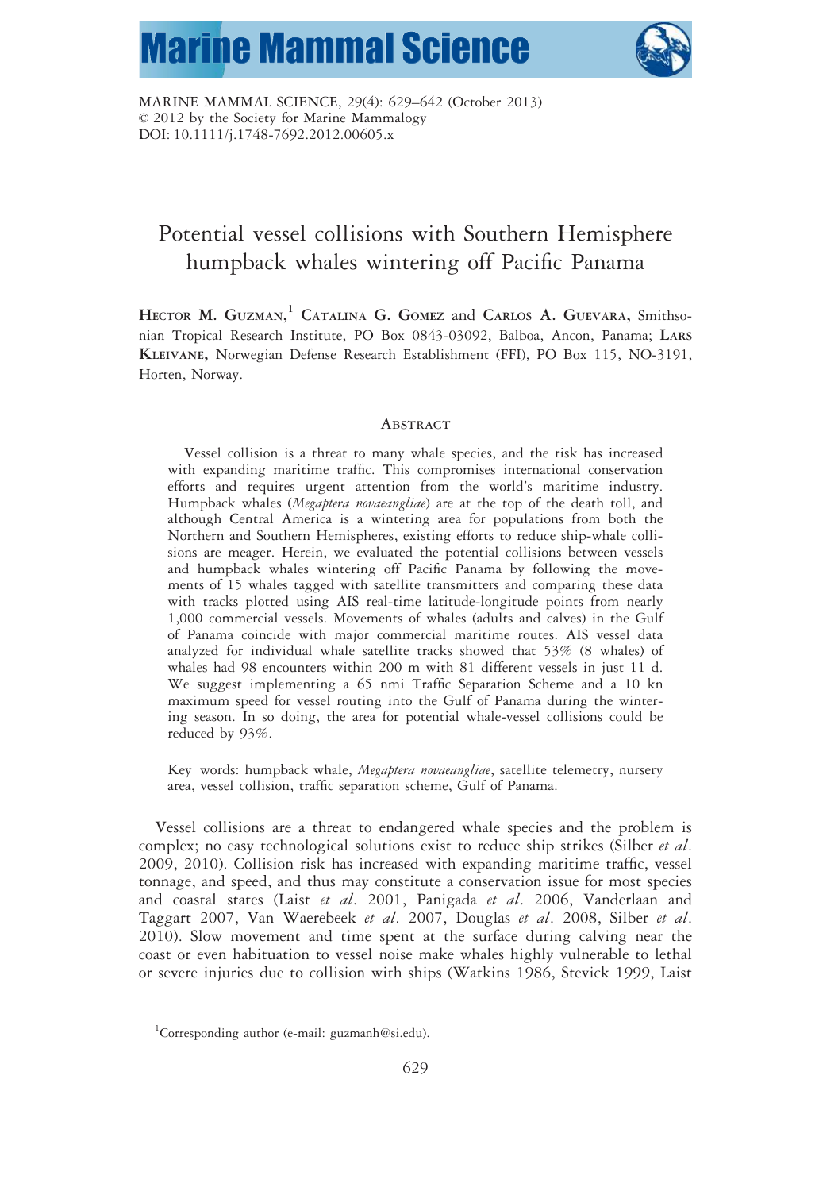MARINE MAMMAL SCIENCE, 29(4): 629–642 (October 2013)
© 2012 by the Society for Marine Mammalogy
DOI: 10.1111/j.1748-7692.2012.00605.x

# Potential vessel collisions with Southern Hemisphere humpback whales wintering off Pacific Panama

**Hector M. Guzman,**[1] **Catalina G. Gomez** and **Carlos A. Guevara,** Smithsonian Tropical Research Institute, PO Box 0843-03092, Balboa, Ancon, Panama; **Lars Kleivane,** Norwegian Defense Research Establishment (FFI), PO Box 115, NO-3191, Horten, Norway.

## Abstract

Vessel collision is a threat to many whale species, and the risk has increased with expanding maritime traffic. This compromises international conservation efforts and requires urgent attention from the world's maritime industry. Humpback whales (*Megaptera novaeangliae*) are at the top of the death toll, and although Central America is a wintering area for populations from both the Northern and Southern Hemispheres, existing efforts to reduce ship-whale collisions are meager. Herein, we evaluated the potential collisions between vessels and humpback whales wintering off Pacific Panama by following the movements of 15 whales tagged with satellite transmitters and comparing these data with tracks plotted using AIS real-time latitude-longitude points from nearly 1,000 commercial vessels. Movements of whales (adults and calves) in the Gulf of Panama coincide with major commercial maritime routes. AIS vessel data analyzed for individual whale satellite tracks showed that 53% (8 whales) of whales had 98 encounters within 200 m with 81 different vessels in just 11 d. We suggest implementing a 65 nmi Traffic Separation Scheme and a 10 kn maximum speed for vessel routing into the Gulf of Panama during the wintering season. In so doing, the area for potential whale-vessel collisions could be reduced by 93%.

Key words: humpback whale, *Megaptera novaeangliae*, satellite telemetry, nursery area, vessel collision, traffic separation scheme, Gulf of Panama.

Vessel collisions are a threat to endangered whale species and the problem is complex; no easy technological solutions exist to reduce ship strikes (Silber *et al*. 2009, 2010). Collision risk has increased with expanding maritime traffic, vessel tonnage, and speed, and thus may constitute a conservation issue for most species and coastal states (Laist *et al*. 2001, Panigada *et al*. 2006, Vanderlaan and Taggart 2007, Van Waerebeek *et al*. 2007, Douglas *et al*. 2008, Silber *et al*. 2010). Slow movement and time spent at the surface during calving near the coast or even habituation to vessel noise make whales highly vulnerable to lethal or severe injuries due to collision with ships (Watkins 1986, Stevick 1999, Laist

[1]Corresponding author (e-mail: guzmanh@si.edu).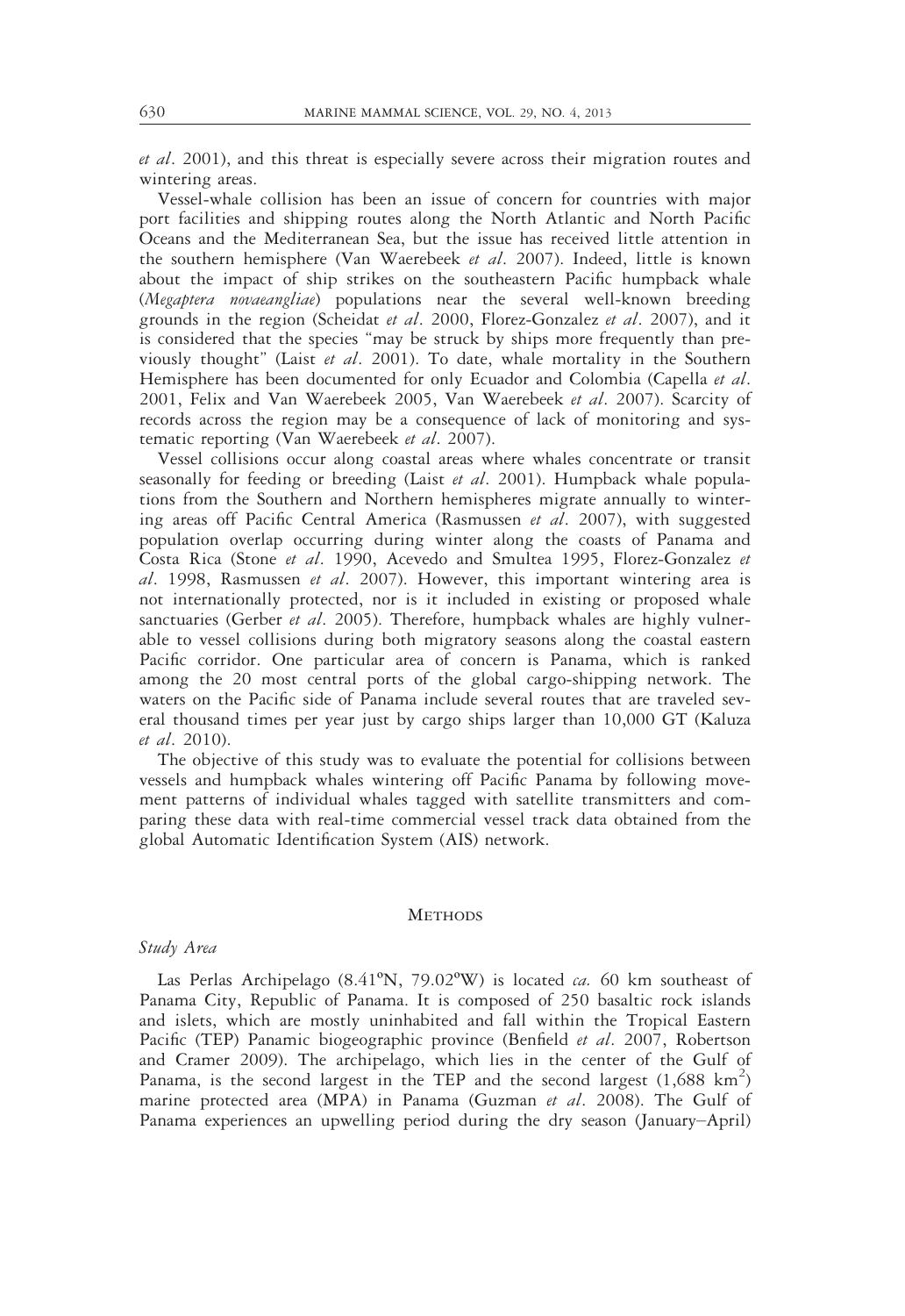*et al*. 2001), and this threat is especially severe across their migration routes and wintering areas.

Vessel-whale collision has been an issue of concern for countries with major port facilities and shipping routes along the North Atlantic and North Pacific Oceans and the Mediterranean Sea, but the issue has received little attention in the southern hemisphere (Van Waerebeek *et al*. 2007). Indeed, little is known about the impact of ship strikes on the southeastern Pacific humpback whale (*Megaptera novaeangliae*) populations near the several well-known breeding grounds in the region (Scheidat *et al*. 2000, Florez-Gonzalez *et al*. 2007), and it is considered that the species "may be struck by ships more frequently than previously thought" (Laist *et al*. 2001). To date, whale mortality in the Southern Hemisphere has been documented for only Ecuador and Colombia (Capella *et al*. 2001, Felix and Van Waerebeek 2005, Van Waerebeek *et al*. 2007). Scarcity of records across the region may be a consequence of lack of monitoring and systematic reporting (Van Waerebeek *et al*. 2007).

Vessel collisions occur along coastal areas where whales concentrate or transit seasonally for feeding or breeding (Laist *et al*. 2001). Humpback whale populations from the Southern and Northern hemispheres migrate annually to wintering areas off Pacific Central America (Rasmussen *et al*. 2007), with suggested population overlap occurring during winter along the coasts of Panama and Costa Rica (Stone *et al*. 1990, Acevedo and Smultea 1995, Florez-Gonzalez *et al*. 1998, Rasmussen *et al*. 2007). However, this important wintering area is not internationally protected, nor is it included in existing or proposed whale sanctuaries (Gerber *et al*. 2005). Therefore, humpback whales are highly vulnerable to vessel collisions during both migratory seasons along the coastal eastern Pacific corridor. One particular area of concern is Panama, which is ranked among the 20 most central ports of the global cargo-shipping network. The waters on the Pacific side of Panama include several routes that are traveled several thousand times per year just by cargo ships larger than 10,000 GT (Kaluza *et al*. 2010).

The objective of this study was to evaluate the potential for collisions between vessels and humpback whales wintering off Pacific Panama by following movement patterns of individual whales tagged with satellite transmitters and comparing these data with real-time commercial vessel track data obtained from the global Automatic Identification System (AIS) network.

## Methods

### *Study Area*

Las Perlas Archipelago (8.41ºN, 79.02ºW) is located *ca*. 60 km southeast of Panama City, Republic of Panama. It is composed of 250 basaltic rock islands and islets, which are mostly uninhabited and fall within the Tropical Eastern Pacific (TEP) Panamic biogeographic province (Benfield *et al*. 2007, Robertson and Cramer 2009). The archipelago, which lies in the center of the Gulf of Panama, is the second largest in the TEP and the second largest (1,688 km$^2$) marine protected area (MPA) in Panama (Guzman *et al*. 2008). The Gulf of Panama experiences an upwelling period during the dry season (January–April)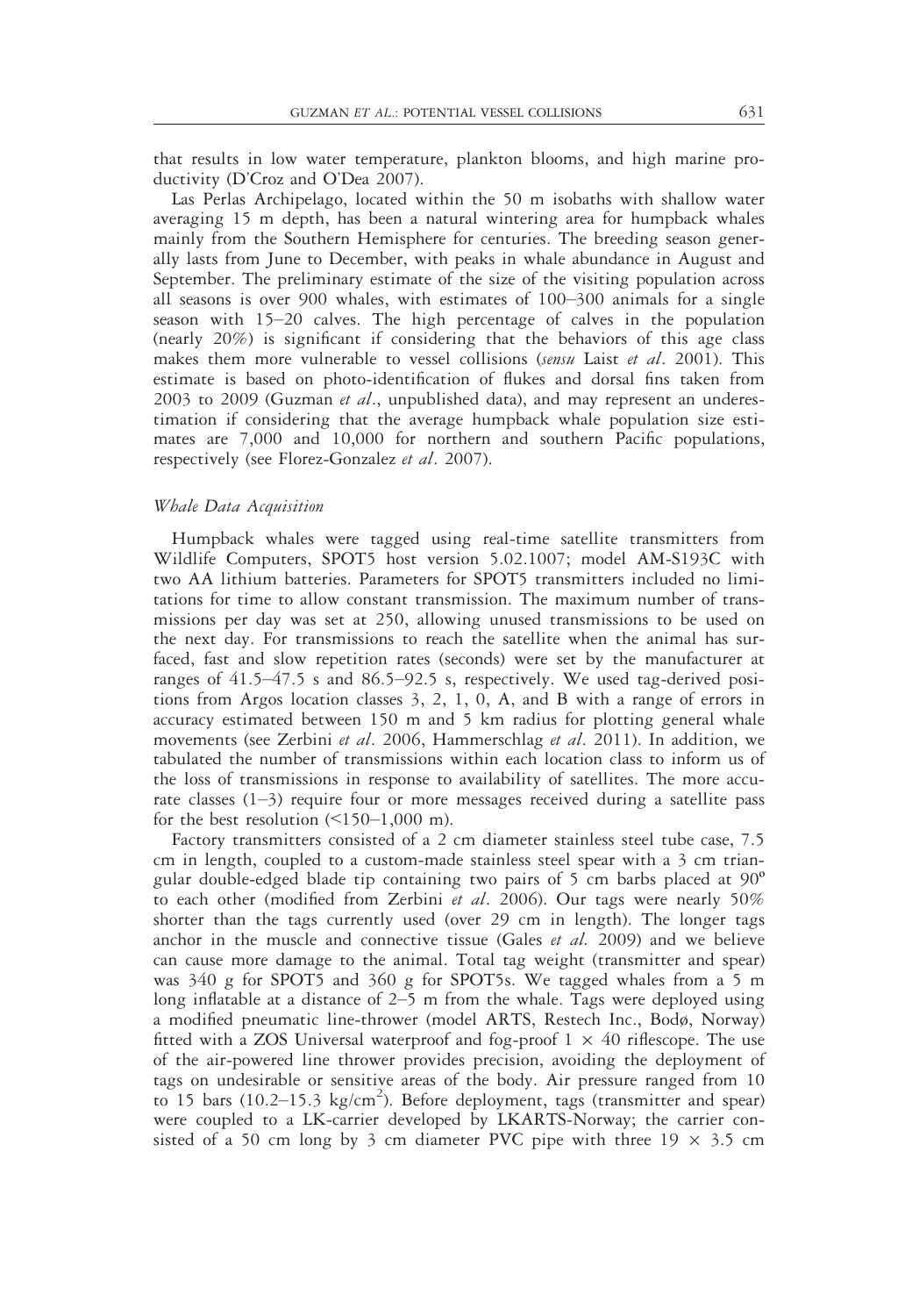that results in low water temperature, plankton blooms, and high marine productivity (D'Croz and O'Dea 2007).

Las Perlas Archipelago, located within the 50 m isobaths with shallow water averaging 15 m depth, has been a natural wintering area for humpback whales mainly from the Southern Hemisphere for centuries. The breeding season generally lasts from June to December, with peaks in whale abundance in August and September. The preliminary estimate of the size of the visiting population across all seasons is over 900 whales, with estimates of 100–300 animals for a single season with 15–20 calves. The high percentage of calves in the population (nearly 20%) is significant if considering that the behaviors of this age class makes them more vulnerable to vessel collisions (*sensu* Laist *et al*. 2001). This estimate is based on photo-identification of flukes and dorsal fins taken from 2003 to 2009 (Guzman *et al*., unpublished data), and may represent an underestimation if considering that the average humpback whale population size estimates are 7,000 and 10,000 for northern and southern Pacific populations, respectively (see Florez-Gonzalez *et al*. 2007).

### *Whale Data Acquisition*

Humpback whales were tagged using real-time satellite transmitters from Wildlife Computers, SPOT5 host version 5.02.1007; model AM-S193C with two AA lithium batteries. Parameters for SPOT5 transmitters included no limitations for time to allow constant transmission. The maximum number of transmissions per day was set at 250, allowing unused transmissions to be used on the next day. For transmissions to reach the satellite when the animal has surfaced, fast and slow repetition rates (seconds) were set by the manufacturer at ranges of 41.5–47.5 s and 86.5–92.5 s, respectively. We used tag-derived positions from Argos location classes 3, 2, 1, 0, A, and B with a range of errors in accuracy estimated between 150 m and 5 km radius for plotting general whale movements (see Zerbini *et al*. 2006, Hammerschlag *et al*. 2011). In addition, we tabulated the number of transmissions within each location class to inform us of the loss of transmissions in response to availability of satellites. The more accurate classes (1–3) require four or more messages received during a satellite pass for the best resolution (<150–1,000 m).

Factory transmitters consisted of a 2 cm diameter stainless steel tube case, 7.5 cm in length, coupled to a custom-made stainless steel spear with a 3 cm triangular double-edged blade tip containing two pairs of 5 cm barbs placed at 90° to each other (modified from Zerbini *et al*. 2006). Our tags were nearly 50% shorter than the tags currently used (over 29 cm in length). The longer tags anchor in the muscle and connective tissue (Gales *et al.* 2009) and we believe can cause more damage to the animal. Total tag weight (transmitter and spear) was 340 g for SPOT5 and 360 g for SPOT5s. We tagged whales from a 5 m long inflatable at a distance of 2–5 m from the whale. Tags were deployed using a modified pneumatic line-thrower (model ARTS, Restech Inc., Bodø, Norway) fitted with a ZOS Universal waterproof and fog-proof $1 \times 40$ riflescope. The use of the air-powered line thrower provides precision, avoiding the deployment of tags on undesirable or sensitive areas of the body. Air pressure ranged from 10 to 15 bars (10.2–15.3 kg/cm$^2$). Before deployment, tags (transmitter and spear) were coupled to a LK-carrier developed by LKARTS-Norway; the carrier consisted of a 50 cm long by 3 cm diameter PVC pipe with three $19 \times 3.5$ cm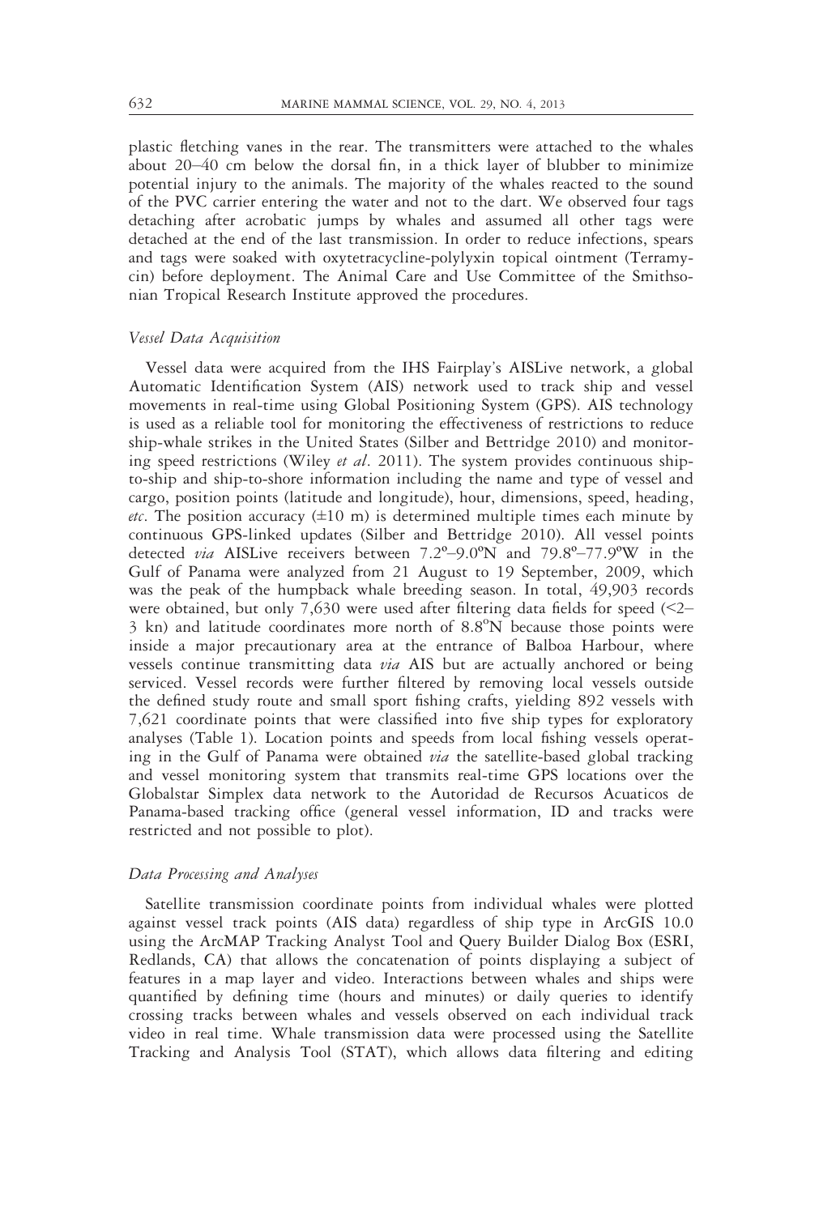plastic fletching vanes in the rear. The transmitters were attached to the whales about 20–40 cm below the dorsal fin, in a thick layer of blubber to minimize potential injury to the animals. The majority of the whales reacted to the sound of the PVC carrier entering the water and not to the dart. We observed four tags detaching after acrobatic jumps by whales and assumed all other tags were detached at the end of the last transmission. In order to reduce infections, spears and tags were soaked with oxytetracycline-polylyxin topical ointment (Terramycin) before deployment. The Animal Care and Use Committee of the Smithsonian Tropical Research Institute approved the procedures.

### *Vessel Data Acquisition*

Vessel data were acquired from the IHS Fairplay's AISLive network, a global Automatic Identification System (AIS) network used to track ship and vessel movements in real-time using Global Positioning System (GPS). AIS technology is used as a reliable tool for monitoring the effectiveness of restrictions to reduce ship-whale strikes in the United States (Silber and Bettridge 2010) and monitoring speed restrictions (Wiley *et al*. 2011). The system provides continuous ship-to-ship and ship-to-shore information including the name and type of vessel and cargo, position points (latitude and longitude), hour, dimensions, speed, heading, *etc*. The position accuracy (±10 m) is determined multiple times each minute by continuous GPS-linked updates (Silber and Bettridge 2010). All vessel points detected *via* AISLive receivers between 7.2º–9.0ºN and 79.8º–77.9ºW in the Gulf of Panama were analyzed from 21 August to 19 September, 2009, which was the peak of the humpback whale breeding season. In total, 49,903 records were obtained, but only 7,630 were used after filtering data fields for speed (<2–3 kn) and latitude coordinates more north of 8.8ºN because those points were inside a major precautionary area at the entrance of Balboa Harbour, where vessels continue transmitting data *via* AIS but are actually anchored or being serviced. Vessel records were further filtered by removing local vessels outside the defined study route and small sport fishing crafts, yielding 892 vessels with 7,621 coordinate points that were classified into five ship types for exploratory analyses (Table 1). Location points and speeds from local fishing vessels operating in the Gulf of Panama were obtained *via* the satellite-based global tracking and vessel monitoring system that transmits real-time GPS locations over the Globalstar Simplex data network to the Autoridad de Recursos Acuaticos de Panama-based tracking office (general vessel information, ID and tracks were restricted and not possible to plot).

### *Data Processing and Analyses*

Satellite transmission coordinate points from individual whales were plotted against vessel track points (AIS data) regardless of ship type in ArcGIS 10.0 using the ArcMAP Tracking Analyst Tool and Query Builder Dialog Box (ESRI, Redlands, CA) that allows the concatenation of points displaying a subject of features in a map layer and video. Interactions between whales and ships were quantified by defining time (hours and minutes) or daily queries to identify crossing tracks between whales and vessels observed on each individual track video in real time. Whale transmission data were processed using the Satellite Tracking and Analysis Tool (STAT), which allows data filtering and editing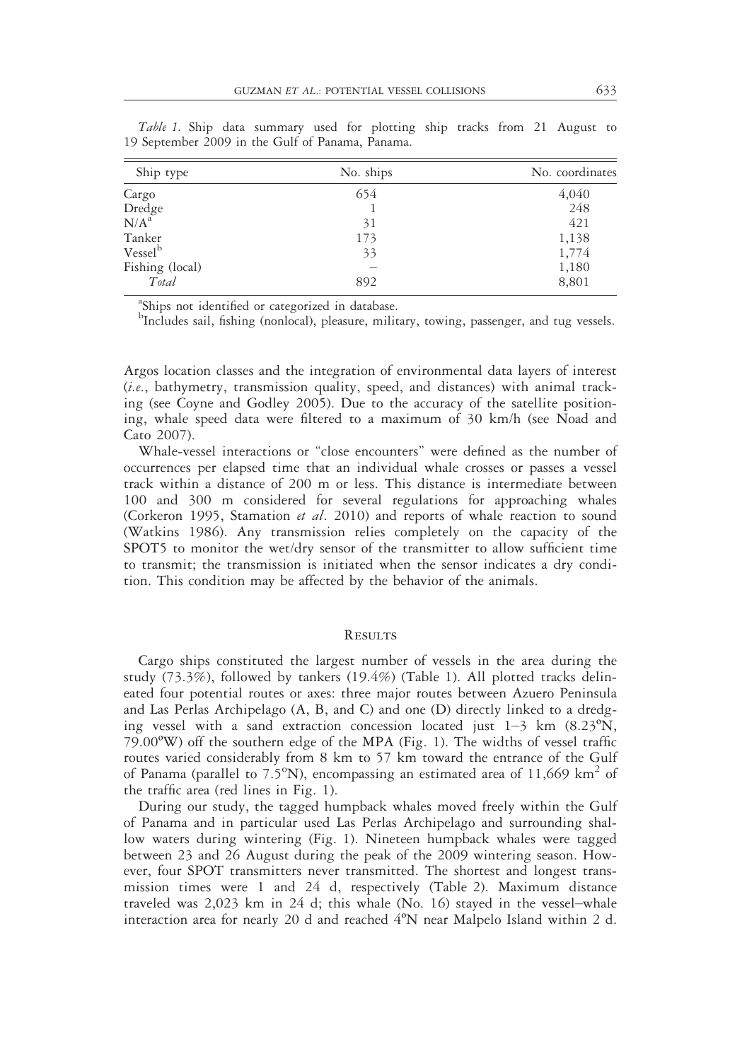*Table 1.* Ship data summary used for plotting ship tracks from 21 August to 19 September 2009 in the Gulf of Panama, Panama.

| Ship type | No. ships | No. coordinates |
|---|---|---|
| Cargo | 654 | 4,040 |
| Dredge | 1 | 248 |
| N/A[a] | 31 | 421 |
| Tanker | 173 | 1,138 |
| Vessel[b] | 33 | 1,774 |
| Fishing (local) | – | 1,180 |
| *Total* | 892 | 8,801 |

[a]Ships not identified or categorized in database.
[b]Includes sail, fishing (nonlocal), pleasure, military, towing, passenger, and tug vessels.

Argos location classes and the integration of environmental data layers of interest (*i.e.*, bathymetry, transmission quality, speed, and distances) with animal tracking (see Coyne and Godley 2005). Due to the accuracy of the satellite positioning, whale speed data were filtered to a maximum of 30 km/h (see Noad and Cato 2007).

Whale-vessel interactions or "close encounters" were defined as the number of occurrences per elapsed time that an individual whale crosses or passes a vessel track within a distance of 200 m or less. This distance is intermediate between 100 and 300 m considered for several regulations for approaching whales (Corkeron 1995, Stamation *et al*. 2010) and reports of whale reaction to sound (Watkins 1986). Any transmission relies completely on the capacity of the SPOT5 to monitor the wet/dry sensor of the transmitter to allow sufficient time to transmit; the transmission is initiated when the sensor indicates a dry condition. This condition may be affected by the behavior of the animals.

## Results

Cargo ships constituted the largest number of vessels in the area during the study (73.3%), followed by tankers (19.4%) (Table 1). All plotted tracks delineated four potential routes or axes: three major routes between Azuero Peninsula and Las Perlas Archipelago (A, B, and C) and one (D) directly linked to a dredging vessel with a sand extraction concession located just 1–3 km (8.23ºN, 79.00ºW) off the southern edge of the MPA (Fig. 1). The widths of vessel traffic routes varied considerably from 8 km to 57 km toward the entrance of the Gulf of Panama (parallel to 7.5ºN), encompassing an estimated area of 11,669 km$^2$ of the traffic area (red lines in Fig. 1).

During our study, the tagged humpback whales moved freely within the Gulf of Panama and in particular used Las Perlas Archipelago and surrounding shallow waters during wintering (Fig. 1). Nineteen humpback whales were tagged between 23 and 26 August during the peak of the 2009 wintering season. However, four SPOT transmitters never transmitted. The shortest and longest transmission times were 1 and 24 d, respectively (Table 2). Maximum distance traveled was 2,023 km in 24 d; this whale (No. 16) stayed in the vessel–whale interaction area for nearly 20 d and reached 4ºN near Malpelo Island within 2 d.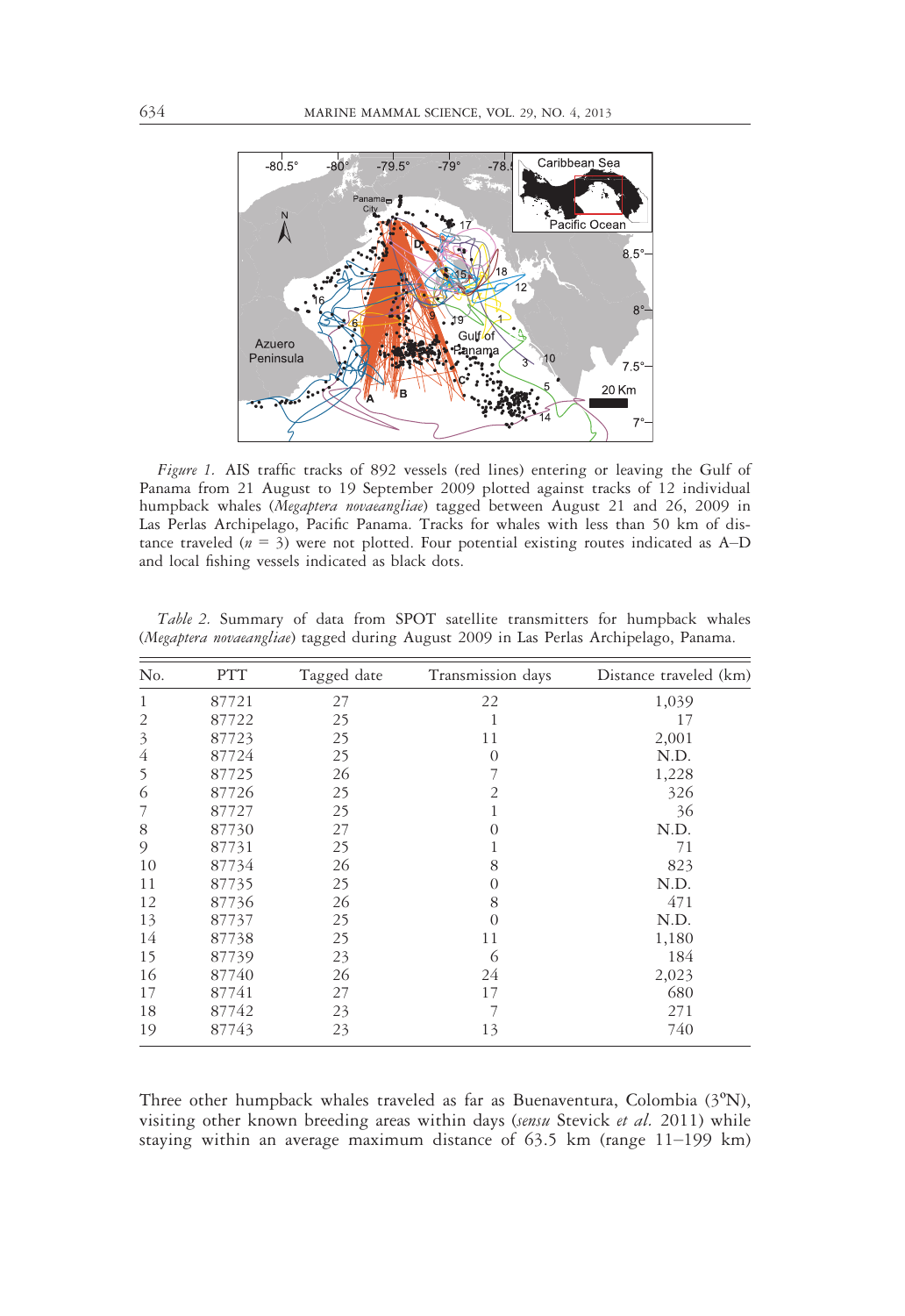*Figure 1.* AIS traffic tracks of 892 vessels (red lines) entering or leaving the Gulf of Panama from 21 August to 19 September 2009 plotted against tracks of 12 individual humpback whales (*Megaptera novaeangliae*) tagged between August 21 and 26, 2009 in Las Perlas Archipelago, Pacific Panama. Tracks for whales with less than 50 km of distance traveled ($n$ = 3) were not plotted. Four potential existing routes indicated as A–D and local fishing vessels indicated as black dots.

*Table 2.* Summary of data from SPOT satellite transmitters for humpback whales (*Megaptera novaeangliae*) tagged during August 2009 in Las Perlas Archipelago, Panama.

| No. | PTT | Tagged date | Transmission days | Distance traveled (km) |
|---|---|---|---|---|
| 1 | 87721 | 27 | 22 | 1,039 |
| 2 | 87722 | 25 | 1 | 17 |
| 3 | 87723 | 25 | 11 | 2,001 |
| 4 | 87724 | 25 | 0 | N.D. |
| 5 | 87725 | 26 | 7 | 1,228 |
| 6 | 87726 | 25 | 2 | 326 |
| 7 | 87727 | 25 | 1 | 36 |
| 8 | 87730 | 27 | 0 | N.D. |
| 9 | 87731 | 25 | 1 | 71 |
| 10 | 87734 | 26 | 8 | 823 |
| 11 | 87735 | 25 | 0 | N.D. |
| 12 | 87736 | 26 | 8 | 471 |
| 13 | 87737 | 25 | 0 | N.D. |
| 14 | 87738 | 25 | 11 | 1,180 |
| 15 | 87739 | 23 | 6 | 184 |
| 16 | 87740 | 26 | 24 | 2,023 |
| 17 | 87741 | 27 | 17 | 680 |
| 18 | 87742 | 23 | 7 | 271 |
| 19 | 87743 | 23 | 13 | 740 |

Three other humpback whales traveled as far as Buenaventura, Colombia (3°N), visiting other known breeding areas within days (*sensu* Stevick *et al.* 2011) while staying within an average maximum distance of 63.5 km (range 11–199 km)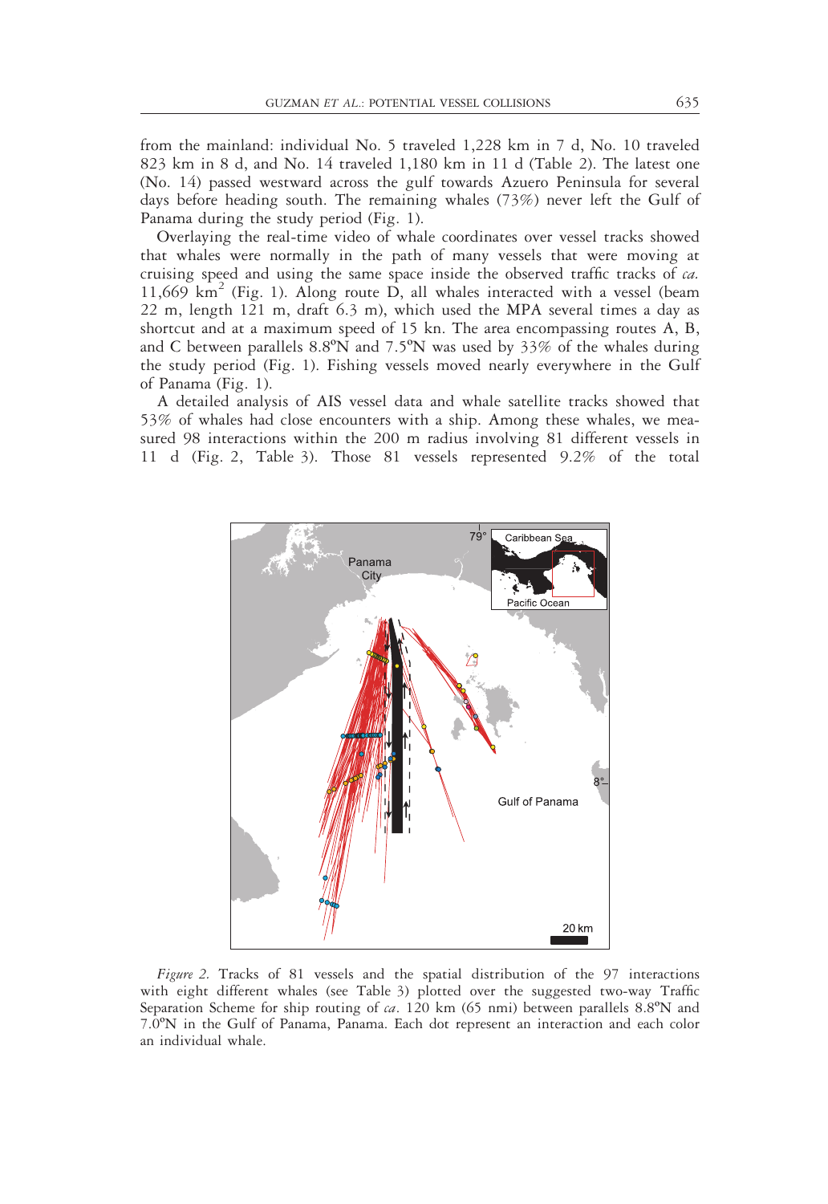from the mainland: individual No. 5 traveled 1,228 km in 7 d, No. 10 traveled 823 km in 8 d, and No. 14 traveled 1,180 km in 11 d (Table 2). The latest one (No. 14) passed westward across the gulf towards Azuero Peninsula for several days before heading south. The remaining whales (73%) never left the Gulf of Panama during the study period (Fig. 1).

Overlaying the real-time video of whale coordinates over vessel tracks showed that whales were normally in the path of many vessels that were moving at cruising speed and using the same space inside the observed traffic tracks of *ca.* 11,669 $km^2$ (Fig. 1). Along route D, all whales interacted with a vessel (beam 22 m, length 121 m, draft 6.3 m), which used the MPA several times a day as shortcut and at a maximum speed of 15 kn. The area encompassing routes A, B, and C between parallels 8.8ºN and 7.5ºN was used by 33% of the whales during the study period (Fig. 1). Fishing vessels moved nearly everywhere in the Gulf of Panama (Fig. 1).

A detailed analysis of AIS vessel data and whale satellite tracks showed that 53% of whales had close encounters with a ship. Among these whales, we measured 98 interactions within the 200 m radius involving 81 different vessels in 11 d (Fig. 2, Table 3). Those 81 vessels represented 9.2% of the total

*Figure 2.* Tracks of 81 vessels and the spatial distribution of the 97 interactions with eight different whales (see Table 3) plotted over the suggested two-way Traffic Separation Scheme for ship routing of *ca*. 120 km (65 nmi) between parallels 8.8ºN and 7.0ºN in the Gulf of Panama, Panama. Each dot represent an interaction and each color an individual whale.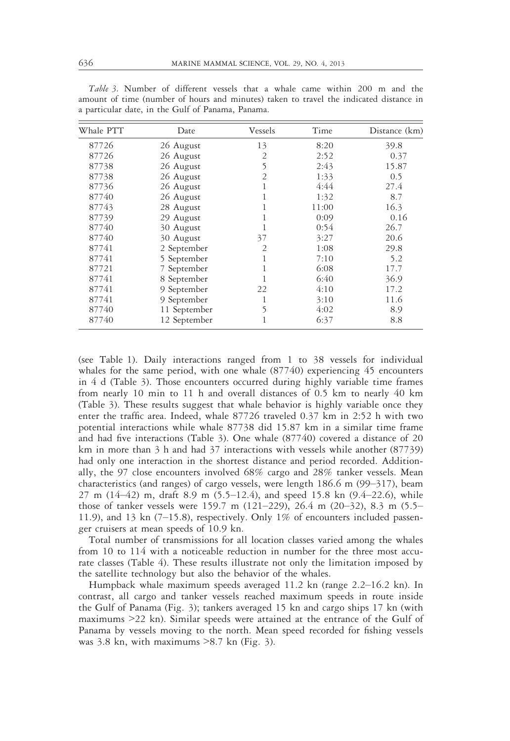*Table 3.* Number of different vessels that a whale came within 200 m and the amount of time (number of hours and minutes) taken to travel the indicated distance in a particular date, in the Gulf of Panama, Panama.

| Whale PTT | Date | Vessels | Time | Distance (km) |
|---|---|---|---|---|
| 87726 | 26 August | 13 | 8:20 | 39.8 |
| 87726 | 26 August | 2 | 2:52 | 0.37 |
| 87738 | 26 August | 5 | 2:43 | 15.87 |
| 87738 | 26 August | 2 | 1:33 | 0.5 |
| 87736 | 26 August | 1 | 4:44 | 27.4 |
| 87740 | 26 August | 1 | 1:32 | 8.7 |
| 87743 | 28 August | 1 | 11:00 | 16.3 |
| 87739 | 29 August | 1 | 0:09 | 0.16 |
| 87740 | 30 August | 1 | 0:54 | 26.7 |
| 87740 | 30 August | 37 | 3:27 | 20.6 |
| 87741 | 2 September | 2 | 1:08 | 29.8 |
| 87741 | 5 September | 1 | 7:10 | 5.2 |
| 87721 | 7 September | 1 | 6:08 | 17.7 |
| 87741 | 8 September | 1 | 6:40 | 36.9 |
| 87741 | 9 September | 22 | 4:10 | 17.2 |
| 87741 | 9 September | 1 | 3:10 | 11.6 |
| 87740 | 11 September | 5 | 4:02 | 8.9 |
| 87740 | 12 September | 1 | 6:37 | 8.8 |

(see Table 1). Daily interactions ranged from 1 to 38 vessels for individual whales for the same period, with one whale (87740) experiencing 45 encounters in 4 d (Table 3). Those encounters occurred during highly variable time frames from nearly 10 min to 11 h and overall distances of 0.5 km to nearly 40 km (Table 3). These results suggest that whale behavior is highly variable once they enter the traffic area. Indeed, whale 87726 traveled 0.37 km in 2:52 h with two potential interactions while whale 87738 did 15.87 km in a similar time frame and had five interactions (Table 3). One whale (87740) covered a distance of 20 km in more than 3 h and had 37 interactions with vessels while another (87739) had only one interaction in the shortest distance and period recorded. Additionally, the 97 close encounters involved 68% cargo and 28% tanker vessels. Mean characteristics (and ranges) of cargo vessels, were length 186.6 m (99–317), beam 27 m (14–42) m, draft 8.9 m (5.5–12.4), and speed 15.8 kn (9.4–22.6), while those of tanker vessels were 159.7 m (121–229), 26.4 m (20–32), 8.3 m (5.5–11.9), and 13 kn (7–15.8), respectively. Only 1% of encounters included passenger cruisers at mean speeds of 10.9 kn.

Total number of transmissions for all location classes varied among the whales from 10 to 114 with a noticeable reduction in number for the three most accurate classes (Table 4). These results illustrate not only the limitation imposed by the satellite technology but also the behavior of the whales.

Humpback whale maximum speeds averaged 11.2 kn (range 2.2–16.2 kn). In contrast, all cargo and tanker vessels reached maximum speeds in route inside the Gulf of Panama (Fig. 3); tankers averaged 15 kn and cargo ships 17 kn (with maximums >22 kn). Similar speeds were attained at the entrance of the Gulf of Panama by vessels moving to the north. Mean speed recorded for fishing vessels was 3.8 kn, with maximums >8.7 kn (Fig. 3).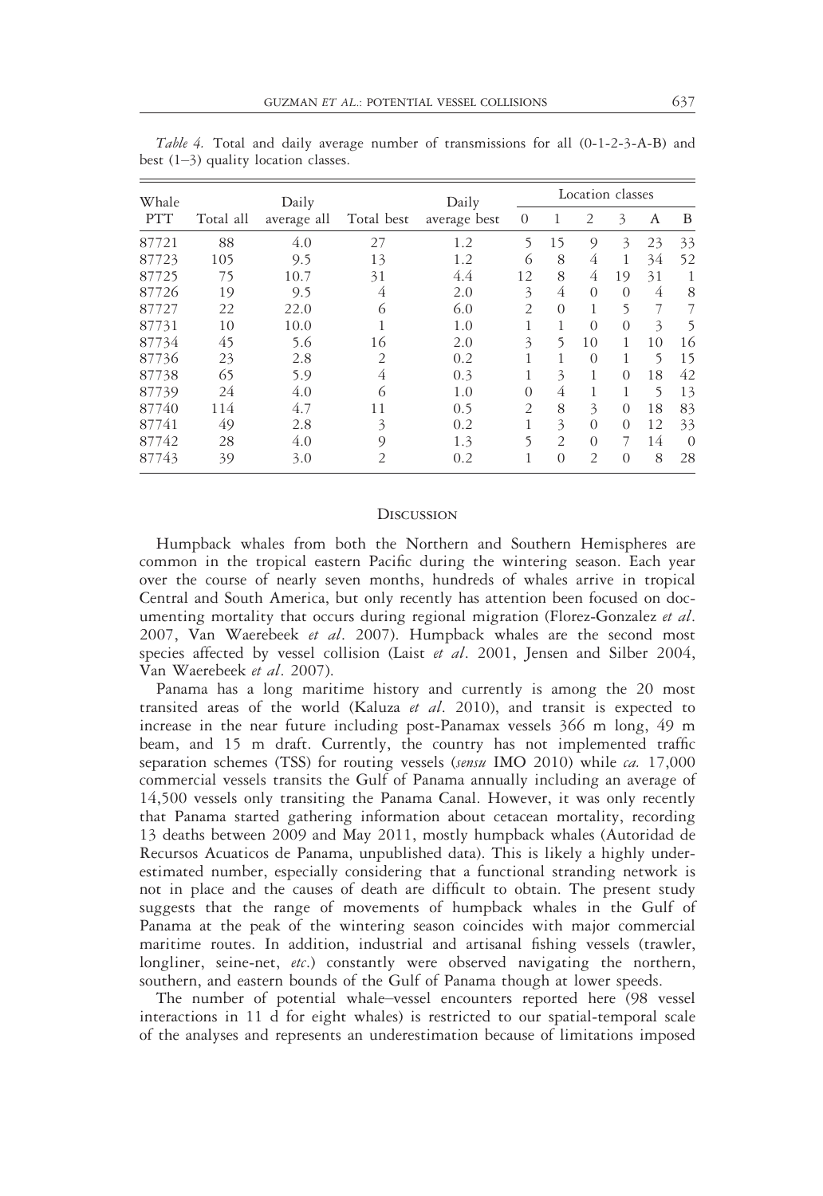*Table 4.* Total and daily average number of transmissions for all (0-1-2-3-A-B) and best (1–3) quality location classes.

| Whale PTT | Total all | Daily average all | Total best | Daily average best | Location classes | | | | | |
|---|---|---|---|---|---|---|---|---|---|---|
| | | | | | 0 | 1 | 2 | 3 | A | B |
| 87721 | 88 | 4.0 | 27 | 1.2 | 5 | 15 | 9 | 3 | 23 | 33 |
| 87723 | 105 | 9.5 | 13 | 1.2 | 6 | 8 | 4 | 1 | 34 | 52 |
| 87725 | 75 | 10.7 | 31 | 4.4 | 12 | 8 | 4 | 19 | 31 | 1 |
| 87726 | 19 | 9.5 | 4 | 2.0 | 3 | 4 | 0 | 0 | 4 | 8 |
| 87727 | 22 | 22.0 | 6 | 6.0 | 2 | 0 | 1 | 5 | 7 | 7 |
| 87731 | 10 | 10.0 | 1 | 1.0 | 1 | 1 | 0 | 0 | 3 | 5 |
| 87734 | 45 | 5.6 | 16 | 2.0 | 3 | 5 | 10 | 1 | 10 | 16 |
| 87736 | 23 | 2.8 | 2 | 0.2 | 1 | 1 | 0 | 1 | 5 | 15 |
| 87738 | 65 | 5.9 | 4 | 0.3 | 1 | 3 | 1 | 0 | 18 | 42 |
| 87739 | 24 | 4.0 | 6 | 1.0 | 0 | 4 | 1 | 1 | 5 | 13 |
| 87740 | 114 | 4.7 | 11 | 0.5 | 2 | 8 | 3 | 0 | 18 | 83 |
| 87741 | 49 | 2.8 | 3 | 0.2 | 1 | 3 | 0 | 0 | 12 | 33 |
| 87742 | 28 | 4.0 | 9 | 1.3 | 5 | 2 | 0 | 7 | 14 | 0 |
| 87743 | 39 | 3.0 | 2 | 0.2 | 1 | 0 | 2 | 0 | 8 | 28 |

## Discussion

Humpback whales from both the Northern and Southern Hemispheres are common in the tropical eastern Pacific during the wintering season. Each year over the course of nearly seven months, hundreds of whales arrive in tropical Central and South America, but only recently has attention been focused on documenting mortality that occurs during regional migration (Florez-Gonzalez *et al*. 2007, Van Waerebeek *et al*. 2007). Humpback whales are the second most species affected by vessel collision (Laist *et al*. 2001, Jensen and Silber 2004, Van Waerebeek *et al*. 2007).

Panama has a long maritime history and currently is among the 20 most transited areas of the world (Kaluza *et al*. 2010), and transit is expected to increase in the near future including post-Panamax vessels 366 m long, 49 m beam, and 15 m draft. Currently, the country has not implemented traffic separation schemes (TSS) for routing vessels (*sensu* IMO 2010) while *ca.* 17,000 commercial vessels transits the Gulf of Panama annually including an average of 14,500 vessels only transiting the Panama Canal. However, it was only recently that Panama started gathering information about cetacean mortality, recording 13 deaths between 2009 and May 2011, mostly humpback whales (Autoridad de Recursos Acuaticos de Panama, unpublished data). This is likely a highly underestimated number, especially considering that a functional stranding network is not in place and the causes of death are difficult to obtain. The present study suggests that the range of movements of humpback whales in the Gulf of Panama at the peak of the wintering season coincides with major commercial maritime routes. In addition, industrial and artisanal fishing vessels (trawler, longliner, seine-net, *etc*.) constantly were observed navigating the northern, southern, and eastern bounds of the Gulf of Panama though at lower speeds.

The number of potential whale–vessel encounters reported here (98 vessel interactions in 11 d for eight whales) is restricted to our spatial-temporal scale of the analyses and represents an underestimation because of limitations imposed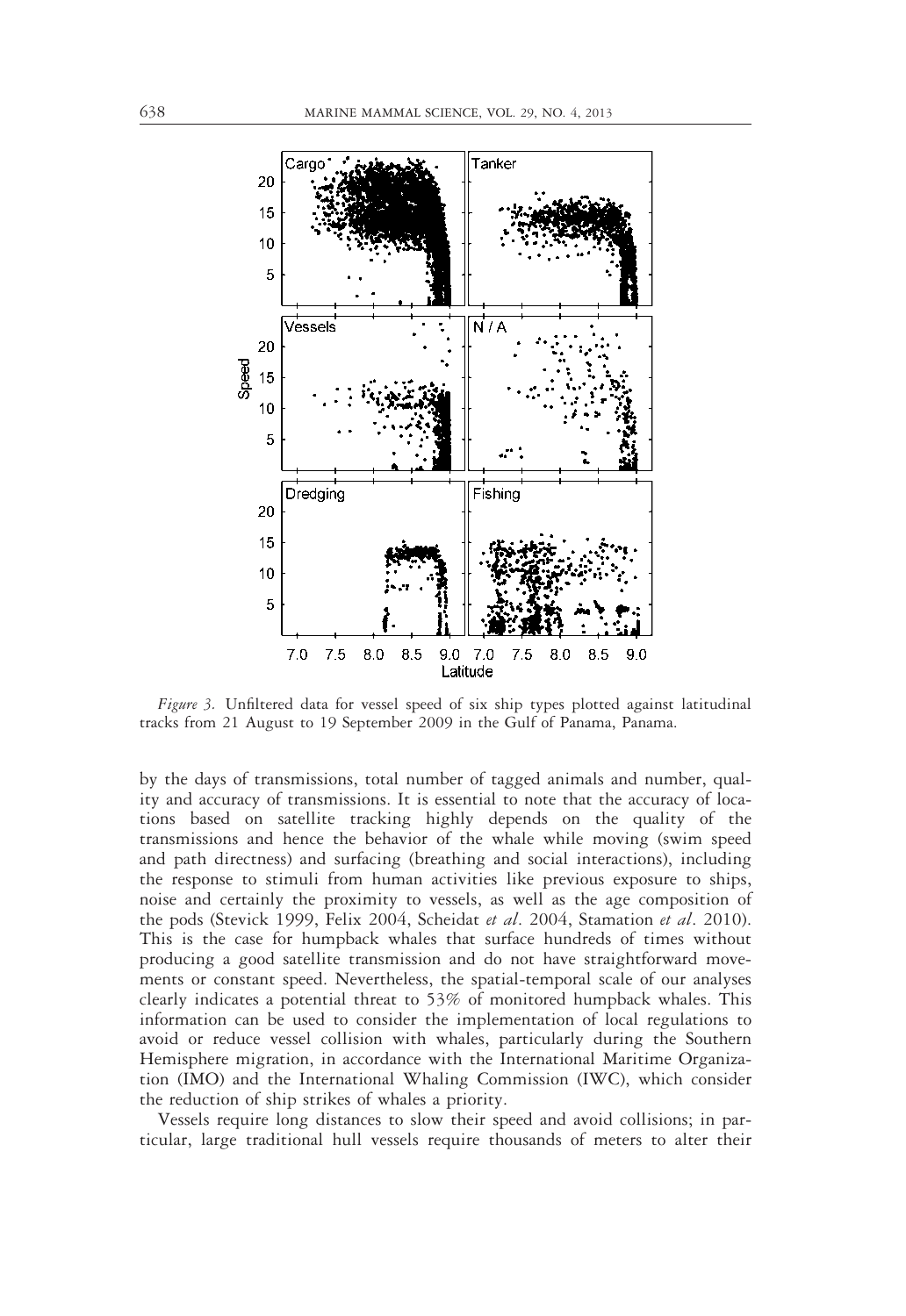*Figure 3.* Unfiltered data for vessel speed of six ship types plotted against latitudinal tracks from 21 August to 19 September 2009 in the Gulf of Panama, Panama.

by the days of transmissions, total number of tagged animals and number, quality and accuracy of transmissions. It is essential to note that the accuracy of locations based on satellite tracking highly depends on the quality of the transmissions and hence the behavior of the whale while moving (swim speed and path directness) and surfacing (breathing and social interactions), including the response to stimuli from human activities like previous exposure to ships, noise and certainly the proximity to vessels, as well as the age composition of the pods (Stevick 1999, Felix 2004, Scheidat *et al*. 2004, Stamation *et al*. 2010). This is the case for humpback whales that surface hundreds of times without producing a good satellite transmission and do not have straightforward movements or constant speed. Nevertheless, the spatial-temporal scale of our analyses clearly indicates a potential threat to 53% of monitored humpback whales. This information can be used to consider the implementation of local regulations to avoid or reduce vessel collision with whales, particularly during the Southern Hemisphere migration, in accordance with the International Maritime Organization (IMO) and the International Whaling Commission (IWC), which consider the reduction of ship strikes of whales a priority.

Vessels require long distances to slow their speed and avoid collisions; in particular, large traditional hull vessels require thousands of meters to alter their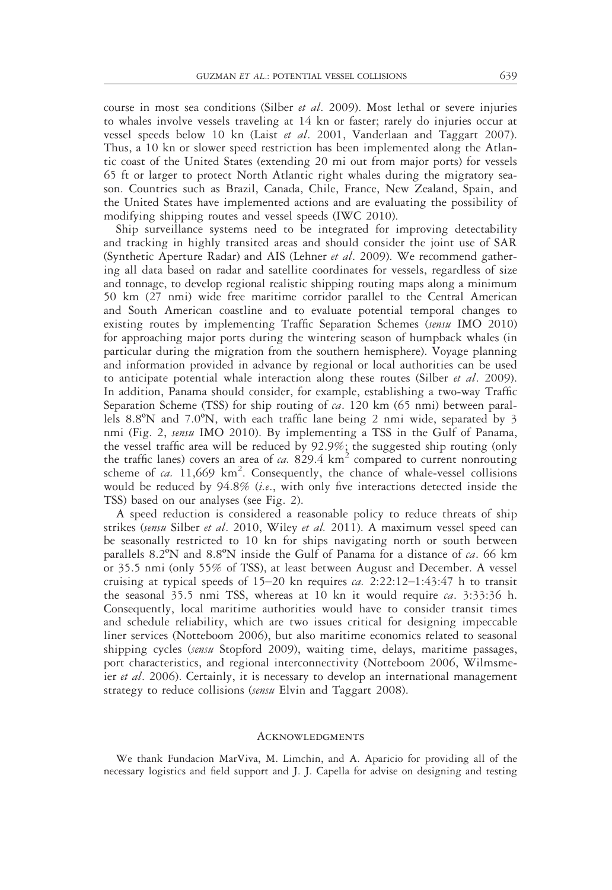course in most sea conditions (Silber *et al*. 2009). Most lethal or severe injuries to whales involve vessels traveling at 14 kn or faster; rarely do injuries occur at vessel speeds below 10 kn (Laist *et al*. 2001, Vanderlaan and Taggart 2007). Thus, a 10 kn or slower speed restriction has been implemented along the Atlantic coast of the United States (extending 20 mi out from major ports) for vessels 65 ft or larger to protect North Atlantic right whales during the migratory season. Countries such as Brazil, Canada, Chile, France, New Zealand, Spain, and the United States have implemented actions and are evaluating the possibility of modifying shipping routes and vessel speeds (IWC 2010).

Ship surveillance systems need to be integrated for improving detectability and tracking in highly transited areas and should consider the joint use of SAR (Synthetic Aperture Radar) and AIS (Lehner *et al*. 2009). We recommend gathering all data based on radar and satellite coordinates for vessels, regardless of size and tonnage, to develop regional realistic shipping routing maps along a minimum 50 km (27 nmi) wide free maritime corridor parallel to the Central American and South American coastline and to evaluate potential temporal changes to existing routes by implementing Traffic Separation Schemes (*sensu* IMO 2010) for approaching major ports during the wintering season of humpback whales (in particular during the migration from the southern hemisphere). Voyage planning and information provided in advance by regional or local authorities can be used to anticipate potential whale interaction along these routes (Silber *et al*. 2009). In addition, Panama should consider, for example, establishing a two-way Traffic Separation Scheme (TSS) for ship routing of *ca*. 120 km (65 nmi) between parallels 8.8ºN and 7.0ºN, with each traffic lane being 2 nmi wide, separated by 3 nmi (Fig. 2, *sensu* IMO 2010). By implementing a TSS in the Gulf of Panama, the vessel traffic area will be reduced by 92.9%; the suggested ship routing (only the traffic lanes) covers an area of *ca.* 829.4 km$^2$ compared to current nonrouting scheme of *ca.* 11,669 km$^2$. Consequently, the chance of whale-vessel collisions would be reduced by 94.8% (*i.e.*, with only five interactions detected inside the TSS) based on our analyses (see Fig. 2).

A speed reduction is considered a reasonable policy to reduce threats of ship strikes (*sensu* Silber *et al*. 2010, Wiley *et al.* 2011). A maximum vessel speed can be seasonally restricted to 10 kn for ships navigating north or south between parallels 8.2ºN and 8.8ºN inside the Gulf of Panama for a distance of *ca*. 66 km or 35.5 nmi (only 55% of TSS), at least between August and December. A vessel cruising at typical speeds of 15–20 kn requires *ca.* 2:22:12–1:43:47 h to transit the seasonal 35.5 nmi TSS, whereas at 10 kn it would require *ca*. 3:33:36 h. Consequently, local maritime authorities would have to consider transit times and schedule reliability, which are two issues critical for designing impeccable liner services (Notteboom 2006), but also maritime economics related to seasonal shipping cycles (*sensu* Stopford 2009), waiting time, delays, maritime passages, port characteristics, and regional interconnectivity (Notteboom 2006, Wilmsmeier *et al*. 2006). Certainly, it is necessary to develop an international management strategy to reduce collisions (*sensu* Elvin and Taggart 2008).

## Acknowledgments

We thank Fundacion MarViva, M. Limchin, and A. Aparicio for providing all of the necessary logistics and field support and J. J. Capella for advise on designing and testing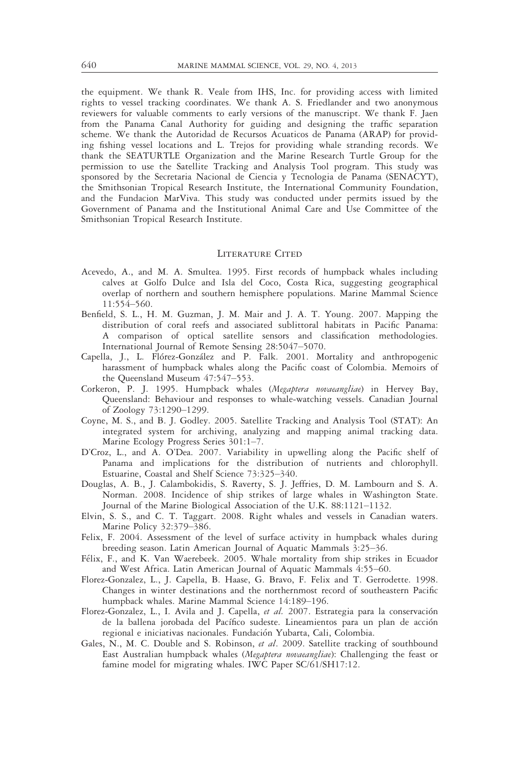the equipment. We thank R. Veale from IHS, Inc. for providing access with limited rights to vessel tracking coordinates. We thank A. S. Friedlander and two anonymous reviewers for valuable comments to early versions of the manuscript. We thank F. Jaen from the Panama Canal Authority for guiding and designing the traffic separation scheme. We thank the Autoridad de Recursos Acuaticos de Panama (ARAP) for providing fishing vessel locations and L. Trejos for providing whale stranding records. We thank the SEATURTLE Organization and the Marine Research Turtle Group for the permission to use the Satellite Tracking and Analysis Tool program. This study was sponsored by the Secretaria Nacional de Ciencia y Tecnologia de Panama (SENACYT), the Smithsonian Tropical Research Institute, the International Community Foundation, and the Fundacion MarViva. This study was conducted under permits issued by the Government of Panama and the Institutional Animal Care and Use Committee of the Smithsonian Tropical Research Institute.

## Literature Cited

Acevedo, A., and M. A. Smultea. 1995. First records of humpback whales including calves at Golfo Dulce and Isla del Coco, Costa Rica, suggesting geographical overlap of northern and southern hemisphere populations. Marine Mammal Science 11:554–560.

Benfield, S. L., H. M. Guzman, J. M. Mair and J. A. T. Young. 2007. Mapping the distribution of coral reefs and associated sublittoral habitats in Pacific Panama: A comparison of optical satellite sensors and classification methodologies. International Journal of Remote Sensing 28:5047–5070.

Capella, J., L. Flórez-González and P. Falk. 2001. Mortality and anthropogenic harassment of humpback whales along the Pacific coast of Colombia. Memoirs of the Queensland Museum 47:547–553.

Corkeron, P. J. 1995. Humpback whales (*Megaptera novaeangliae*) in Hervey Bay, Queensland: Behaviour and responses to whale-watching vessels. Canadian Journal of Zoology 73:1290–1299.

Coyne, M. S., and B. J. Godley. 2005. Satellite Tracking and Analysis Tool (STAT): An integrated system for archiving, analyzing and mapping animal tracking data. Marine Ecology Progress Series 301:1–7.

D'Croz, L., and A. O'Dea. 2007. Variability in upwelling along the Pacific shelf of Panama and implications for the distribution of nutrients and chlorophyll. Estuarine, Coastal and Shelf Science 73:325–340.

Douglas, A. B., J. Calambokidis, S. Raverty, S. J. Jeffries, D. M. Lambourn and S. A. Norman. 2008. Incidence of ship strikes of large whales in Washington State. Journal of the Marine Biological Association of the U.K. 88:1121–1132.

Elvin, S. S., and C. T. Taggart. 2008. Right whales and vessels in Canadian waters. Marine Policy 32:379–386.

Felix, F. 2004. Assessment of the level of surface activity in humpback whales during breeding season. Latin American Journal of Aquatic Mammals 3:25–36.

Félix, F., and K. Van Waerebeek. 2005. Whale mortality from ship strikes in Ecuador and West Africa. Latin American Journal of Aquatic Mammals 4:55–60.

Florez-Gonzalez, L., J. Capella, B. Haase, G. Bravo, F. Felix and T. Gerrodette. 1998. Changes in winter destinations and the northernmost record of southeastern Pacific humpback whales. Marine Mammal Science 14:189–196.

Florez-Gonzalez, L., I. Avila and J. Capella, *et al.* 2007. Estrategia para la conservación de la ballena jorobada del Pacífico sudeste. Lineamientos para un plan de acción regional e iniciativas nacionales. Fundación Yubarta, Cali, Colombia.

Gales, N., M. C. Double and S. Robinson, *et al*. 2009. Satellite tracking of southbound East Australian humpback whales (*Megaptera novaeangliae*): Challenging the feast or famine model for migrating whales. IWC Paper SC/61/SH17:12.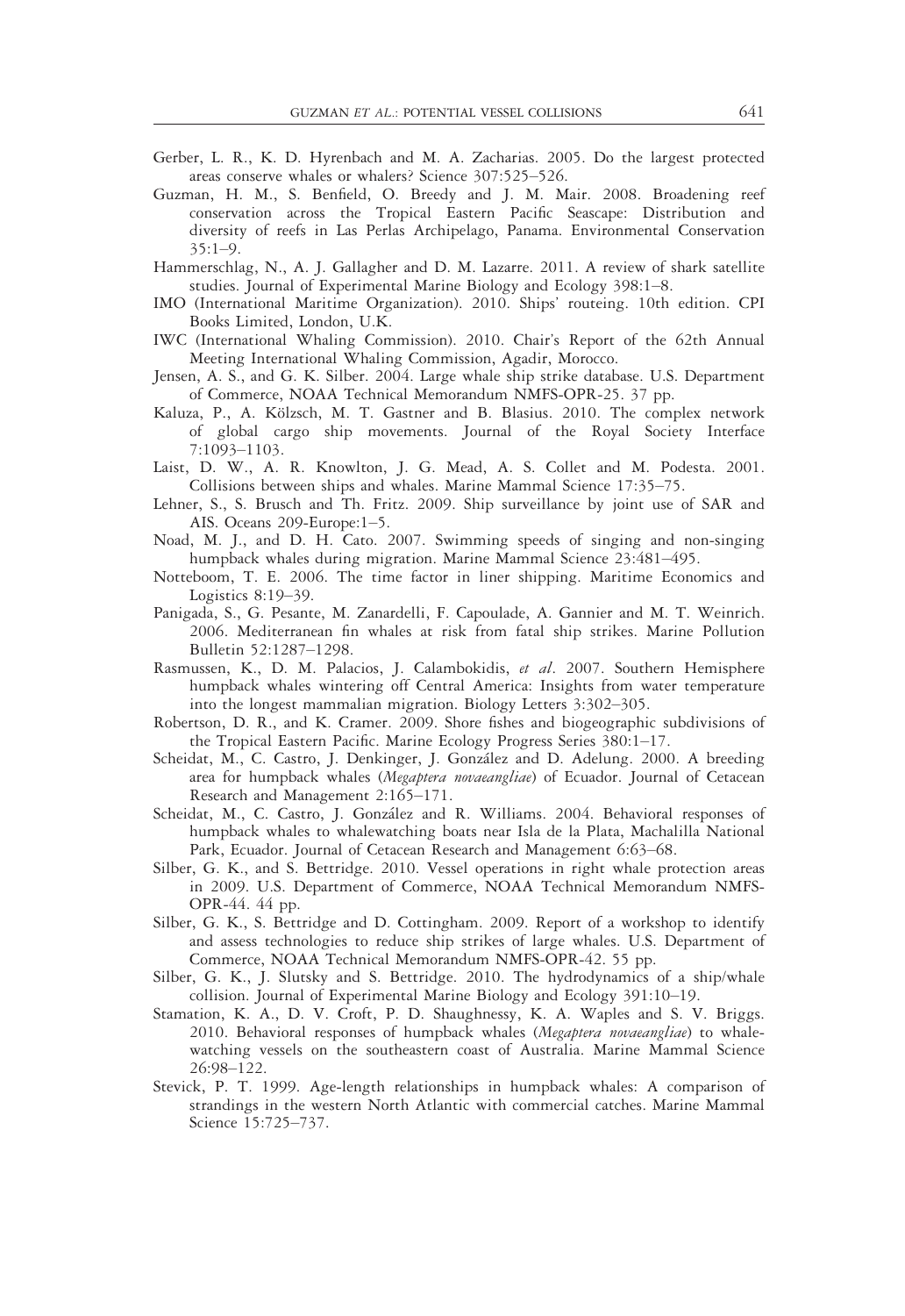Gerber, L. R., K. D. Hyrenbach and M. A. Zacharias. 2005. Do the largest protected areas conserve whales or whalers? Science 307:525–526.

Guzman, H. M., S. Benfield, O. Breedy and J. M. Mair. 2008. Broadening reef conservation across the Tropical Eastern Pacific Seascape: Distribution and diversity of reefs in Las Perlas Archipelago, Panama. Environmental Conservation 35:1–9.

Hammerschlag, N., A. J. Gallagher and D. M. Lazarre. 2011. A review of shark satellite studies. Journal of Experimental Marine Biology and Ecology 398:1–8.

IMO (International Maritime Organization). 2010. Ships' routeing. 10th edition. CPI Books Limited, London, U.K.

IWC (International Whaling Commission). 2010. Chair's Report of the 62th Annual Meeting International Whaling Commission, Agadir, Morocco.

Jensen, A. S., and G. K. Silber. 2004. Large whale ship strike database. U.S. Department of Commerce, NOAA Technical Memorandum NMFS-OPR-25. 37 pp.

Kaluza, P., A. Kölzsch, M. T. Gastner and B. Blasius. 2010. The complex network of global cargo ship movements. Journal of the Royal Society Interface 7:1093–1103.

Laist, D. W., A. R. Knowlton, J. G. Mead, A. S. Collet and M. Podesta. 2001. Collisions between ships and whales. Marine Mammal Science 17:35–75.

Lehner, S., S. Brusch and Th. Fritz. 2009. Ship surveillance by joint use of SAR and AIS. Oceans 209-Europe:1–5.

Noad, M. J., and D. H. Cato. 2007. Swimming speeds of singing and non-singing humpback whales during migration. Marine Mammal Science 23:481–495.

Notteboom, T. E. 2006. The time factor in liner shipping. Maritime Economics and Logistics 8:19–39.

Panigada, S., G. Pesante, M. Zanardelli, F. Capoulade, A. Gannier and M. T. Weinrich. 2006. Mediterranean fin whales at risk from fatal ship strikes. Marine Pollution Bulletin 52:1287–1298.

Rasmussen, K., D. M. Palacios, J. Calambokidis, *et al*. 2007. Southern Hemisphere humpback whales wintering off Central America: Insights from water temperature into the longest mammalian migration. Biology Letters 3:302–305.

Robertson, D. R., and K. Cramer. 2009. Shore fishes and biogeographic subdivisions of the Tropical Eastern Pacific. Marine Ecology Progress Series 380:1–17.

Scheidat, M., C. Castro, J. Denkinger, J. González and D. Adelung. 2000. A breeding area for humpback whales (*Megaptera novaeangliae*) of Ecuador. Journal of Cetacean Research and Management 2:165–171.

Scheidat, M., C. Castro, J. González and R. Williams. 2004. Behavioral responses of humpback whales to whalewatching boats near Isla de la Plata, Machalilla National Park, Ecuador. Journal of Cetacean Research and Management 6:63–68.

Silber, G. K., and S. Bettridge. 2010. Vessel operations in right whale protection areas in 2009. U.S. Department of Commerce, NOAA Technical Memorandum NMFS-OPR-44. 44 pp.

Silber, G. K., S. Bettridge and D. Cottingham. 2009. Report of a workshop to identify and assess technologies to reduce ship strikes of large whales. U.S. Department of Commerce, NOAA Technical Memorandum NMFS-OPR-42. 55 pp.

Silber, G. K., J. Slutsky and S. Bettridge. 2010. The hydrodynamics of a ship/whale collision. Journal of Experimental Marine Biology and Ecology 391:10–19.

Stamation, K. A., D. V. Croft, P. D. Shaughnessy, K. A. Waples and S. V. Briggs. 2010. Behavioral responses of humpback whales (*Megaptera novaeangliae*) to whale-watching vessels on the southeastern coast of Australia. Marine Mammal Science 26:98–122.

Stevick, P. T. 1999. Age-length relationships in humpback whales: A comparison of strandings in the western North Atlantic with commercial catches. Marine Mammal Science 15:725–737.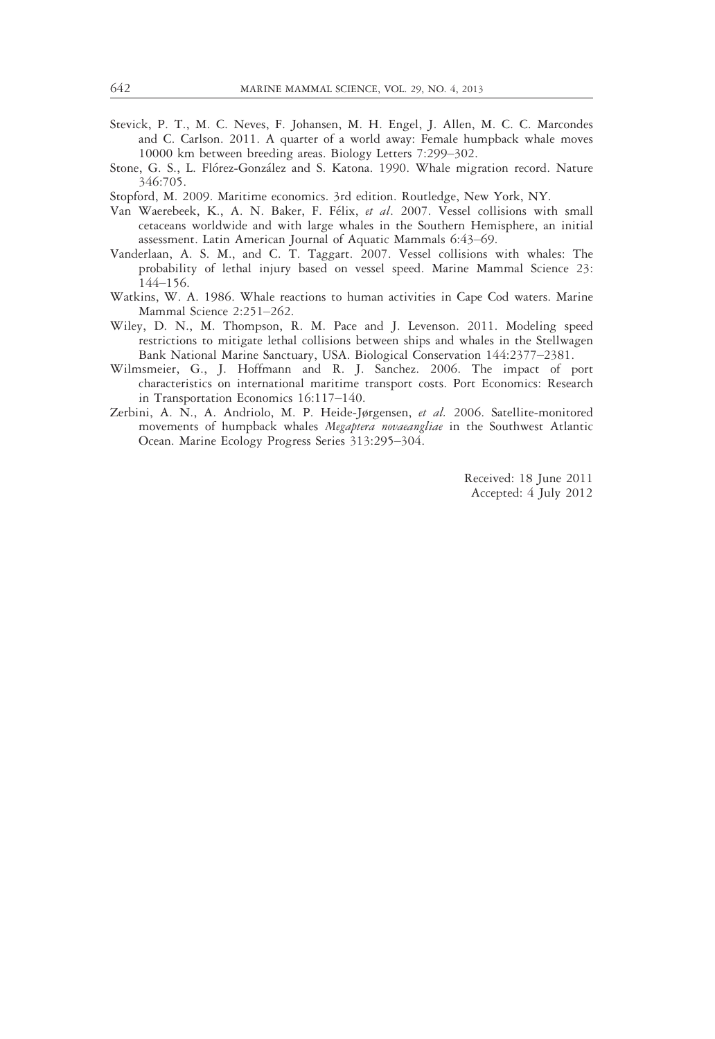Stevick, P. T., M. C. Neves, F. Johansen, M. H. Engel, J. Allen, M. C. C. Marcondes and C. Carlson. 2011. A quarter of a world away: Female humpback whale moves 10000 km between breeding areas. Biology Letters 7:299–302.

Stone, G. S., L. Flórez-González and S. Katona. 1990. Whale migration record. Nature 346:705.

Stopford, M. 2009. Maritime economics. 3rd edition. Routledge, New York, NY.

Van Waerebeek, K., A. N. Baker, F. Félix, *et al*. 2007. Vessel collisions with small cetaceans worldwide and with large whales in the Southern Hemisphere, an initial assessment. Latin American Journal of Aquatic Mammals 6:43–69.

Vanderlaan, A. S. M., and C. T. Taggart. 2007. Vessel collisions with whales: The probability of lethal injury based on vessel speed. Marine Mammal Science 23: 144–156.

Watkins, W. A. 1986. Whale reactions to human activities in Cape Cod waters. Marine Mammal Science 2:251–262.

Wiley, D. N., M. Thompson, R. M. Pace and J. Levenson. 2011. Modeling speed restrictions to mitigate lethal collisions between ships and whales in the Stellwagen Bank National Marine Sanctuary, USA. Biological Conservation 144:2377–2381.

Wilmsmeier, G., J. Hoffmann and R. J. Sanchez. 2006. The impact of port characteristics on international maritime transport costs. Port Economics: Research in Transportation Economics 16:117–140.

Zerbini, A. N., A. Andriolo, M. P. Heide-Jørgensen, *et al.* 2006. Satellite-monitored movements of humpback whales *Megaptera novaeangliae* in the Southwest Atlantic Ocean. Marine Ecology Progress Series 313:295–304.

Received: 18 June 2011
Accepted: 4 July 2012